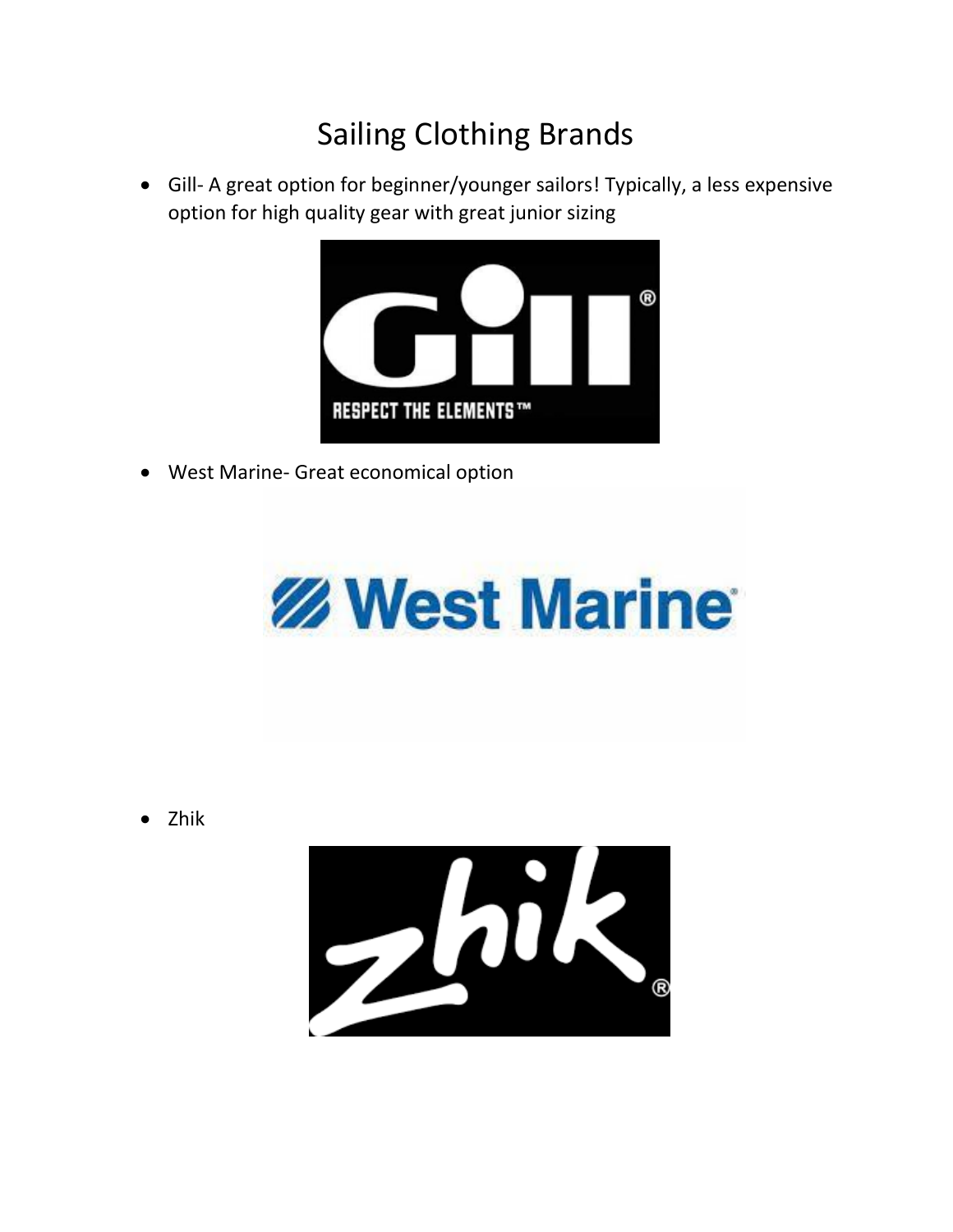# Sailing Clothing Brands

- Gill- A great option for beginner/younger sailors! Typically, a less expensive option for high quality gear with great junior sizing
- West Marine- Great economical option
- Zhik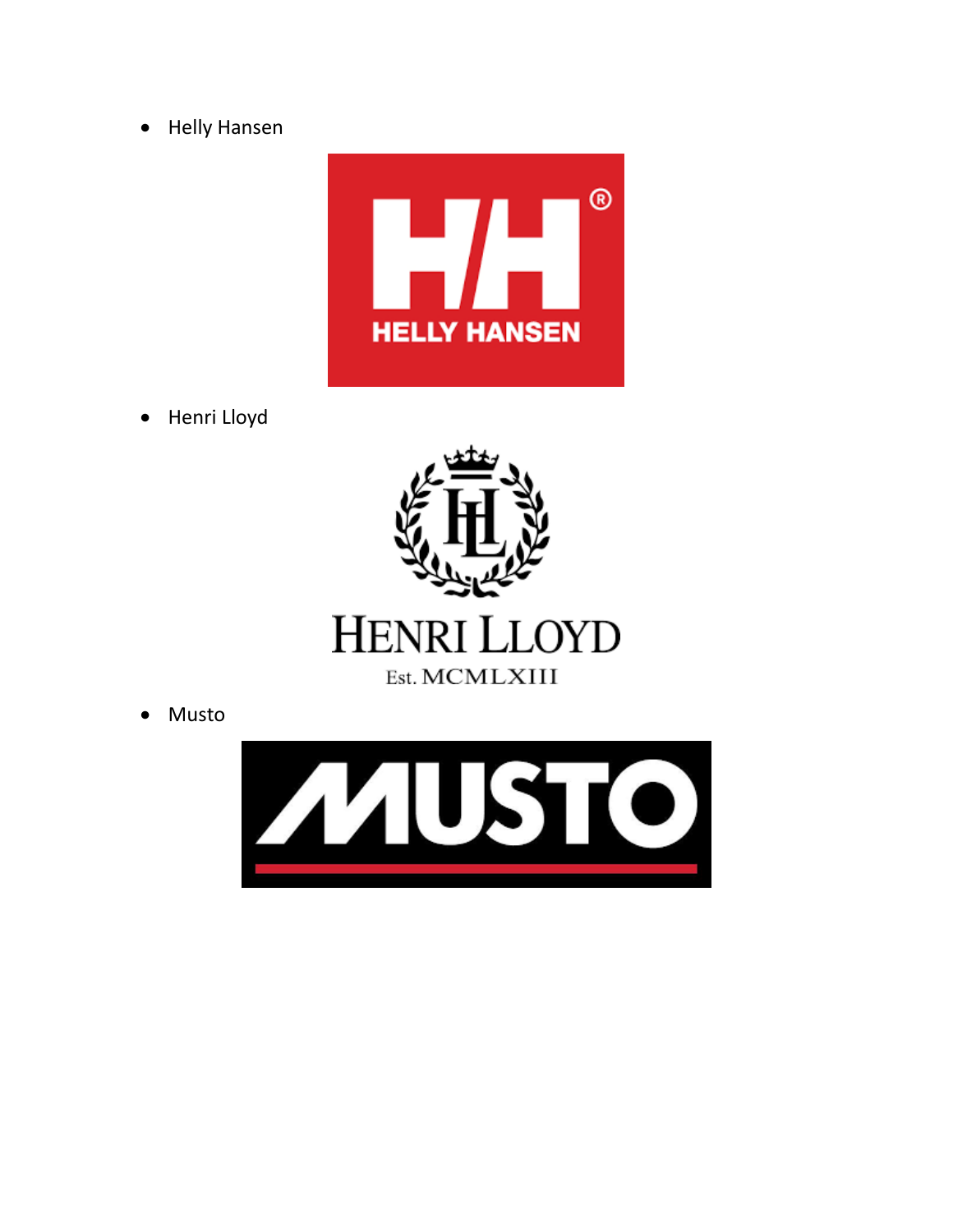- Helly Hansen
- Henri Lloyd
- Musto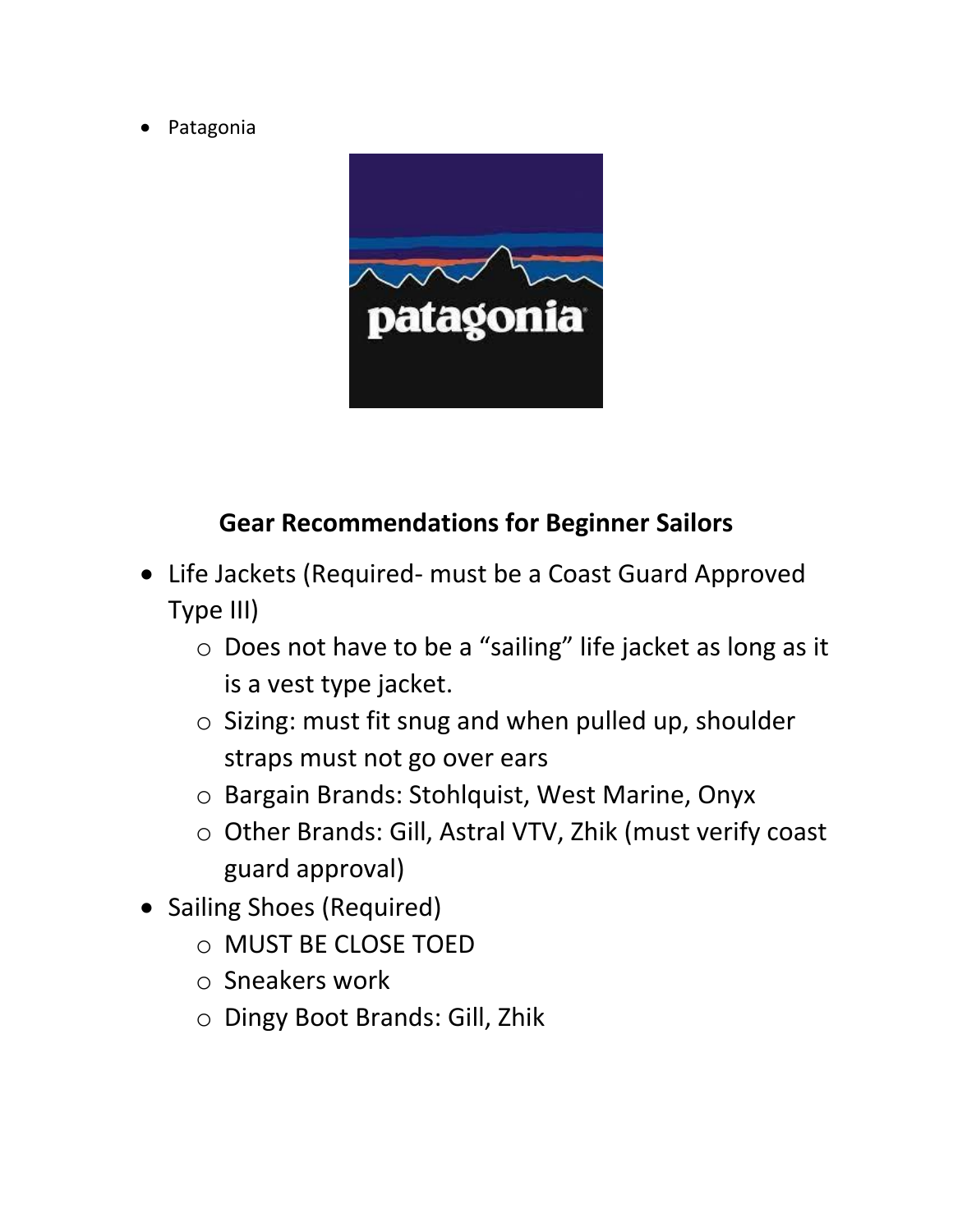- Patagonia

## Gear Recommendations for Beginner Sailors

- Life Jackets (Required- must be a Coast Guard Approved Type III)
  - Does not have to be a "sailing" life jacket as long as it is a vest type jacket.
  - Sizing: must fit snug and when pulled up, shoulder straps must not go over ears
  - Bargain Brands: Stohlquist, West Marine, Onyx
  - Other Brands: Gill, Astral VTV, Zhik (must verify coast guard approval)
- Sailing Shoes (Required)
  - MUST BE CLOSE TOED
  - Sneakers work
  - Dingy Boot Brands: Gill, Zhik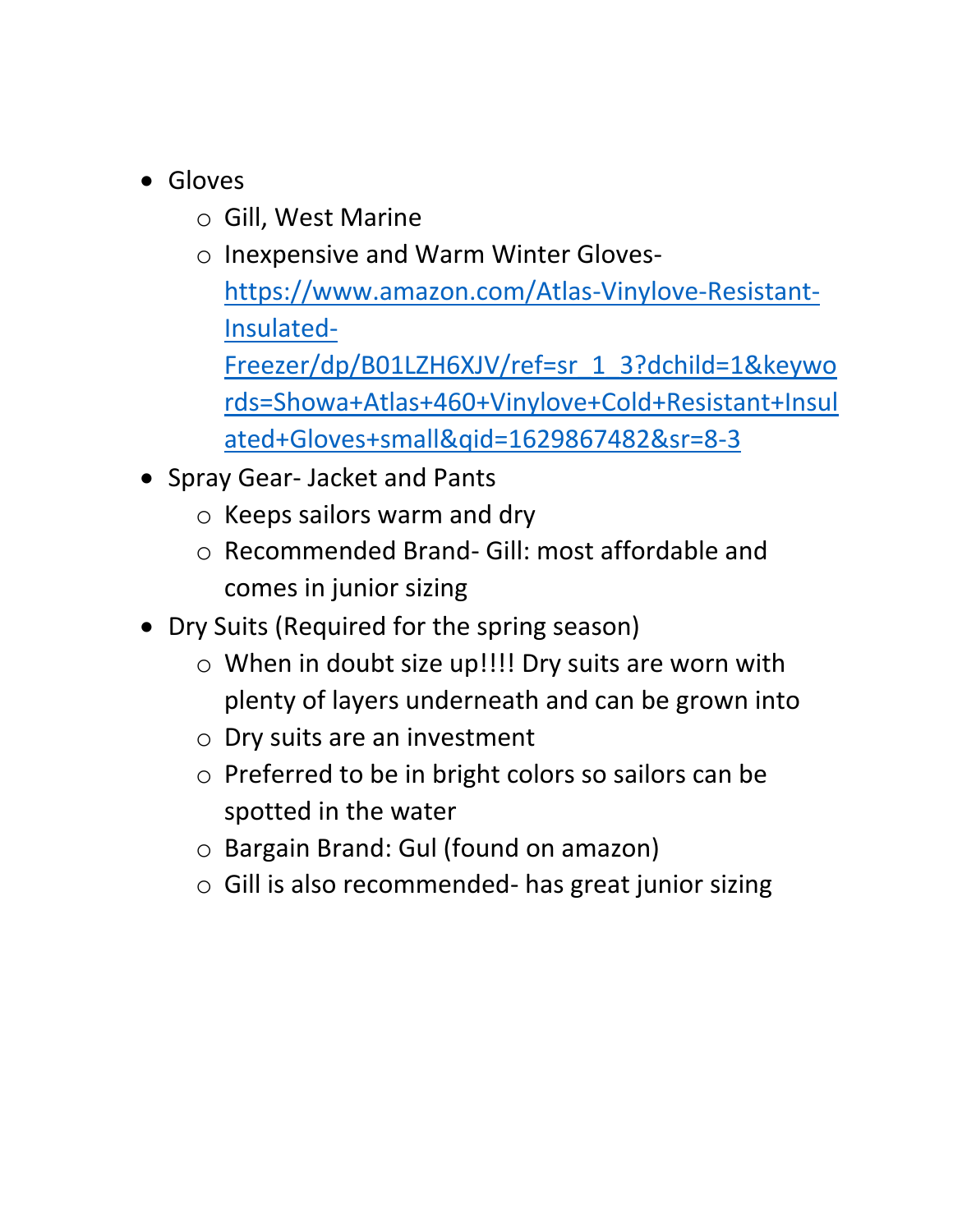- Gloves
  - Gill, West Marine
  - Inexpensive and Warm Winter Gloves- https://www.amazon.com/Atlas-Vinylove-Resistant-Insulated-Freezer/dp/B01LZH6XJV/ref=sr_1_3?dchild=1&keywords=Showa+Atlas+460+Vinylove+Cold+Resistant+Insulated+Gloves+small&qid=1629867482&sr=8-3
- Spray Gear- Jacket and Pants
  - Keeps sailors warm and dry
  - Recommended Brand- Gill: most affordable and comes in junior sizing
- Dry Suits (Required for the spring season)
  - When in doubt size up!!!! Dry suits are worn with plenty of layers underneath and can be grown into
  - Dry suits are an investment
  - Preferred to be in bright colors so sailors can be spotted in the water
  - Bargain Brand: Gul (found on amazon)
  - Gill is also recommended- has great junior sizing